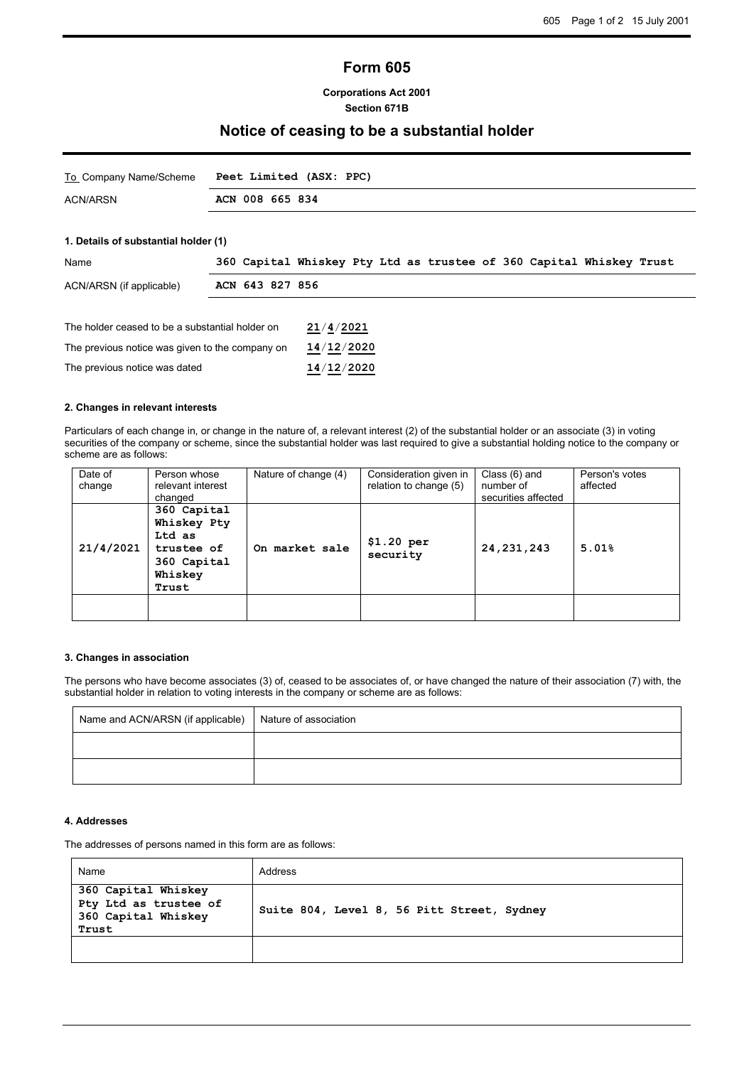# Form 605

**Corporations Act 2001**
**Section 671B**

## Notice of ceasing to be a substantial holder

| To Company Name/Scheme | **Peet Limited (ASX: PPC)** |
|---|---|
| ACN/ARSN | **ACN 008 665 834** |

### 1. Details of substantial holder (1)

| Name | **360 Capital Whiskey Pty Ltd as trustee of 360 Capital Whiskey Trust** |
|---|---|
| ACN/ARSN (if applicable) | **ACN 643 827 856** |

| | |
|---|---|
| The holder ceased to be a substantial holder on | **21/4/2021** |
| The previous notice was given to the company on | **14/12/2020** |
| The previous notice was dated | **14/12/2020** |

### 2. Changes in relevant interests

Particulars of each change in, or change in the nature of, a relevant interest (2) of the substantial holder or an associate (3) in voting securities of the company or scheme, since the substantial holder was last required to give a substantial holding notice to the company or scheme are as follows:

| Date of change | Person whose relevant interest changed | Nature of change (4) | Consideration given in relation to change (5) | Class (6) and number of securities affected | Person's votes affected |
|---|---|---|---|---|---|
| **21/4/2021** | **360 Capital Whiskey Pty Ltd as trustee of 360 Capital Whiskey Trust** | **On market sale** | **$1.20 per security** | **24,231,243** | **5.01%** |
| | | | | | |

### 3. Changes in association

The persons who have become associates (3) of, ceased to be associates of, or have changed the nature of their association (7) with, the substantial holder in relation to voting interests in the company or scheme are as follows:

| Name and ACN/ARSN (if applicable) | Nature of association |
|---|---|
| | |
| | |

### 4. Addresses

The addresses of persons named in this form are as follows:

| Name | Address |
|---|---|
| **360 Capital Whiskey Pty Ltd as trustee of 360 Capital Whiskey Trust** | **Suite 804, Level 8, 56 Pitt Street, Sydney** |
| | |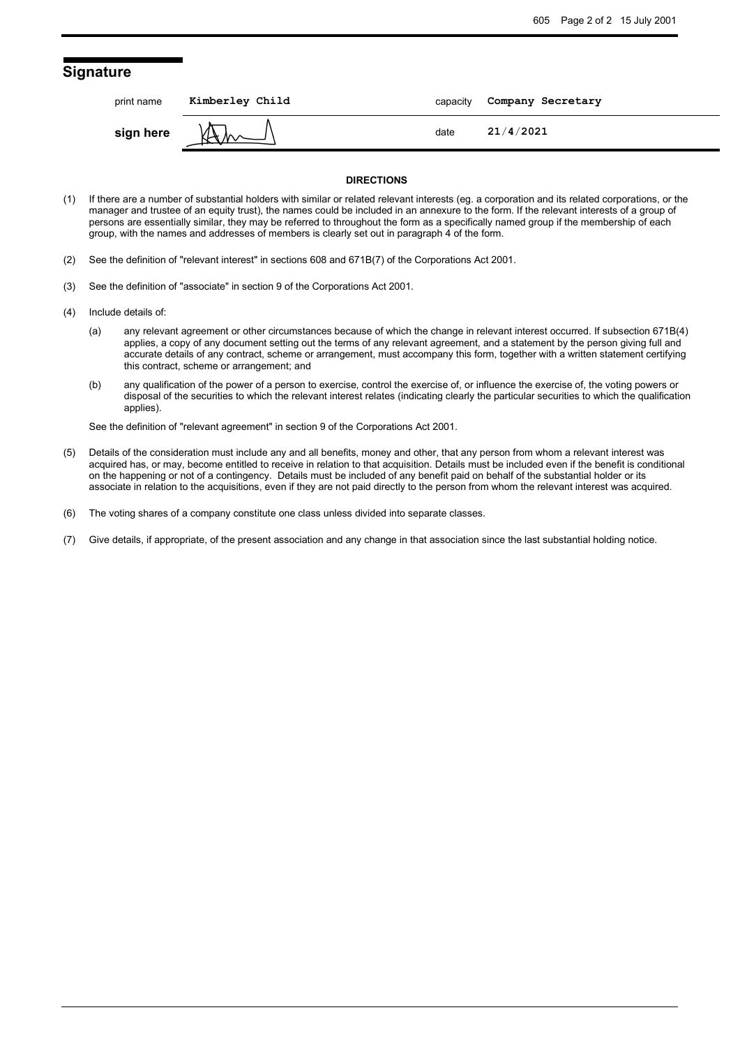## Signature

| | | | |
|---|---|---|---|
| print name | Kimberley Child | capacity | Company Secretary |
| **sign here** | | date | 21/4/2021 |

**DIRECTIONS**

(1) If there are a number of substantial holders with similar or related relevant interests (eg. a corporation and its related corporations, or the manager and trustee of an equity trust), the names could be included in an annexure to the form. If the relevant interests of a group of persons are essentially similar, they may be referred to throughout the form as a specifically named group if the membership of each group, with the names and addresses of members is clearly set out in paragraph 4 of the form.

(2) See the definition of "relevant interest" in sections 608 and 671B(7) of the Corporations Act 2001.

(3) See the definition of "associate" in section 9 of the Corporations Act 2001.

(4) Include details of:

(a) any relevant agreement or other circumstances because of which the change in relevant interest occurred. If subsection 671B(4) applies, a copy of any document setting out the terms of any relevant agreement, and a statement by the person giving full and accurate details of any contract, scheme or arrangement, must accompany this form, together with a written statement certifying this contract, scheme or arrangement; and

(b) any qualification of the power of a person to exercise, control the exercise of, or influence the exercise of, the voting powers or disposal of the securities to which the relevant interest relates (indicating clearly the particular securities to which the qualification applies).

See the definition of "relevant agreement" in section 9 of the Corporations Act 2001.

(5) Details of the consideration must include any and all benefits, money and other, that any person from whom a relevant interest was acquired has, or may, become entitled to receive in relation to that acquisition. Details must be included even if the benefit is conditional on the happening or not of a contingency. Details must be included of any benefit paid on behalf of the substantial holder or its associate in relation to the acquisitions, even if they are not paid directly to the person from whom the relevant interest was acquired.

(6) The voting shares of a company constitute one class unless divided into separate classes.

(7) Give details, if appropriate, of the present association and any change in that association since the last substantial holding notice.